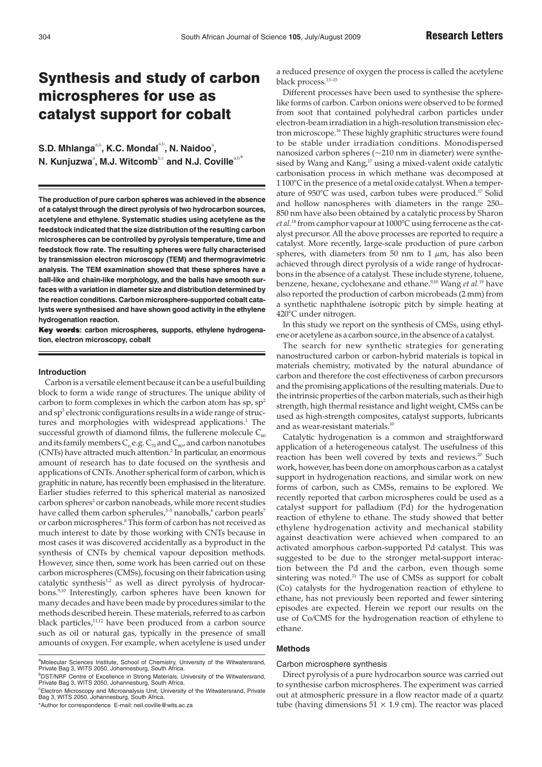# Synthesis and study of carbon microspheres for use as catalyst support for cobalt

**S.D. Mhlanga[a,b], K.C. Mondal[a,b], N. Naidoo[a], N. Kunjuzwa[a], M.J. Witcomb[b,c] and N.J. Coville[a,b]***

**The production of pure carbon spheres was achieved in the absence of a catalyst through the direct pyrolysis of two hydrocarbon sources, acetylene and ethylene. Systematic studies using acetylene as the feedstock indicated that the size distribution of the resulting carbon microspheres can be controlled by pyrolysis temperature, time and feedstock flow rate. The resulting spheres were fully characterised by transmission electron microscopy (TEM) and thermogravimetric analysis. The TEM examination showed that these spheres have a ball-like and chain-like morphology, and the balls have smooth surfaces with a variation in diameter size and distribution determined by the reaction conditions. Carbon microsphere-supported cobalt catalysts were synthesised and have shown good activity in the ethylene hydrogenation reaction.**

**Key words: carbon microspheres, supports, ethylene hydrogenation, electron microscopy, cobalt**

## Introduction

Carbon is a versatile element because it can be a useful building block to form a wide range of structures. The unique ability of carbon to form complexes in which the carbon atom has sp, $sp^2$ and $sp^3$ electronic configurations results in a wide range of structures and morphologies with widespread applications.[1] The successful growth of diamond films, the fullerene molecule $C_{60}$ and its family members $C_n$ e.g. $C_{70}$ and $C_{80}$, and carbon nanotubes (CNTs) have attracted much attention.[2] In particular, an enormous amount of research has to date focused on the synthesis and applications of CNTs. Another spherical form of carbon, which is graphitic in nature, has recently been emphasised in the literature. Earlier studies referred to this spherical material as nanosized carbon spheres[2] or carbon nanobeads, while more recent studies have called them carbon spherules,[3–5] nanoballs,[6] carbon pearls[7] or carbon microspheres.[8] This form of carbon has not received as much interest to date by those working with CNTs because in most cases it was discovered accidentally as a byproduct in the synthesis of CNTs by chemical vapour deposition methods. However, since then, some work has been carried out on these carbon microspheres (CMSs), focusing on their fabrication using catalytic synthesis[1,2] as well as direct pyrolysis of hydrocarbons.[9,10] Interestingly, carbon spheres have been known for many decades and have been made by procedures similar to the methods described herein. These materials, referred to as carbon black particles,[11,12] have been produced from a carbon source such as oil or natural gas, typically in the presence of small amounts of oxygen. For example, when acetylene is used under a reduced presence of oxygen the process is called the acetylene black process.[13–15]

Different processes have been used to synthesise the sphere-like forms of carbon. Carbon onions were observed to be formed from soot that contained polyhedral carbon particles under electron-beam irradiation in a high-resolution transmission electron microscope.[16] These highly graphitic structures were found to be stable under irradiation conditions. Monodispersed nanosized carbon spheres (~210 nm in diameter) were synthesised by Wang and Kang,[17] using a mixed-valent oxide catalytic carbonisation process in which methane was decomposed at 1 100°C in the presence of a metal oxide catalyst. When a temperature of 950°C was used, carbon tubes were produced.[17] Solid and hollow nanospheres with diameters in the range 250–850 nm have also been obtained by a catalytic process by Sharon *et al.*[18] from camphor vapour at 1000°C using ferrocene as the catalyst precursor. All the above processes are reported to require a catalyst. More recently, large-scale production of pure carbon spheres, with diameters from 50 nm to 1 $\mu$m, has also been achieved through direct pyrolysis of a wide range of hydrocarbons in the absence of a catalyst. These include styrene, toluene, benzene, hexane, cyclohexane and ethane.[9,10] Wang *et al.*[19] have also reported the production of carbon microbeads (2 mm) from a synthetic naphthalene isotropic pitch by simple heating at 420°C under nitrogen.

In this study we report on the synthesis of CMSs, using ethylene or acetylene as a carbon source, in the absence of a catalyst.

The search for new synthetic strategies for generating nanostructured carbon or carbon-hybrid materials is topical in materials chemistry, motivated by the natural abundance of carbon and therefore the cost effectiveness of carbon precursors and the promising applications of the resulting materials. Due to the intrinsic properties of the carbon materials, such as their high strength, high thermal resistance and light weight, CMSs can be used as high-strength composites, catalyst supports, lubricants and as wear-resistant materials.[10]

Catalytic hydrogenation is a common and straightforward application of a heterogeneous catalyst. The usefulness of this reaction has been well covered by texts and reviews.[20] Such work, however, has been done on amorphous carbon as a catalyst support in hydrogenation reactions, and similar work on new forms of carbon, such as CMSs, remains to be explored. We recently reported that carbon microspheres could be used as a catalyst support for palladium (Pd) for the hydrogenation reaction of ethylene to ethane. The study showed that better ethylene hydrogenation activity and mechanical stability against deactivation were achieved when compared to an activated amorphous carbon-supported Pd catalyst. This was suggested to be due to the stronger metal-support interaction between the Pd and the carbon, even though some sintering was noted.[21] The use of CMSs as support for cobalt (Co) catalysts for the hydrogenation reaction of ethylene to ethane, has not previously been reported and fewer sintering episodes are expected. Herein we report our results on the use of Co/CMS for the hydrogenation reaction of ethylene to ethane.

## Methods

### Carbon microsphere synthesis

Direct pyrolysis of a pure hydrocarbon source was carried out to synthesise carbon microspheres. The experiment was carried out at atmospheric pressure in a flow reactor made of a quartz tube (having dimensions 51 × 1.9 cm). The reactor was placed

---

[a]Molecular Sciences Institute, School of Chemistry, University of the Witwatersrand, Private Bag 3, WITS 2050, Johannesburg, South Africa.

[b]DST/NRF Centre of Excellence in Strong Materials, University of the Witwatersrand, Private Bag 3, WITS 2050, Johannesburg, South Africa.

[c]Electron Microscopy and Microanalysis Unit, University of the Witwatersrand, Private Bag 3, WITS 2050, Johannesburg, South Africa.

*Author for correspondence E-mail: neil.coville@wits.ac.za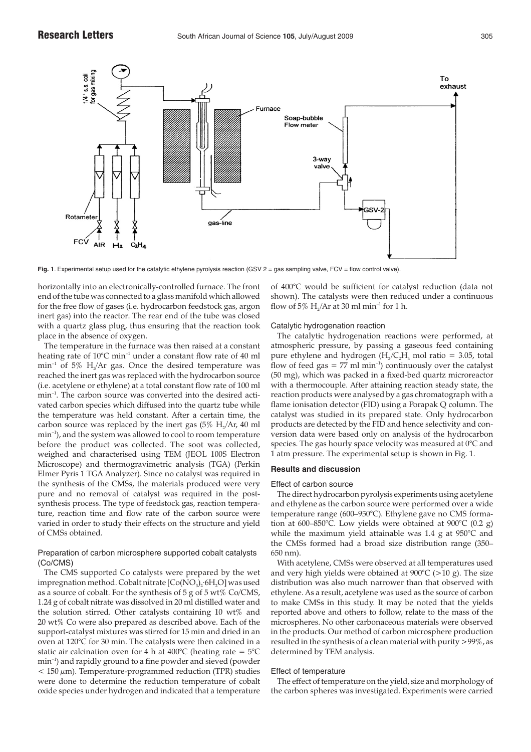Fig. 1. Experimental setup used for the catalytic ethylene pyrolysis reaction (GSV 2 = gas sampling valve, FCV = flow control valve).

horizontally into an electronically-controlled furnace. The front end of the tube was connected to a glass manifold which allowed for the free flow of gases (i.e. hydrocarbon feedstock gas, argon inert gas) into the reactor. The rear end of the tube was closed with a quartz glass plug, thus ensuring that the reaction took place in the absence of oxygen.

The temperature in the furnace was then raised at a constant heating rate of 10°C min$^{-1}$ under a constant flow rate of 40 ml min$^{-1}$ of 5% $H_2$/Ar gas. Once the desired temperature was reached the inert gas was replaced with the hydrocarbon source (i.e. acetylene or ethylene) at a total constant flow rate of 100 ml min$^{-1}$. The carbon source was converted into the desired activated carbon species which diffused into the quartz tube while the temperature was held constant. After a certain time, the carbon source was replaced by the inert gas (5% $H_2$/Ar, 40 ml min$^{-1}$), and the system was allowed to cool to room temperature before the product was collected. The soot was collected, weighed and characterised using TEM (JEOL 100S Electron Microscope) and thermogravimetric analysis (TGA) (Perkin Elmer Pyris 1 TGA Analyzer). Since no catalyst was required in the synthesis of the CMSs, the materials produced were very pure and no removal of catalyst was required in the post-synthesis process. The type of feedstock gas, reaction temperature, reaction time and flow rate of the carbon source were varied in order to study their effects on the structure and yield of CMSs obtained.

### Preparation of carbon microsphere supported cobalt catalysts (Co/CMS)

The CMS supported Co catalysts were prepared by the wet impregnation method. Cobalt nitrate [$Co(NO_3)_2 \cdot 6H_2O$] was used as a source of cobalt. For the synthesis of 5 g of 5 wt% Co/CMS, 1.24 g of cobalt nitrate was dissolved in 20 ml distilled water and the solution stirred. Other catalysts containing 10 wt% and 20 wt% Co were also prepared as described above. Each of the support-catalyst mixtures was stirred for 15 min and dried in an oven at 120°C for 30 min. The catalysts were then calcined in a static air calcination oven for 4 h at 400°C (heating rate = 5°C min$^{-1}$) and rapidly ground to a fine powder and sieved (powder < 150 $\mu$m). Temperature-programmed reduction (TPR) studies were done to determine the reduction temperature of cobalt oxide species under hydrogen and indicated that a temperature of 400°C would be sufficient for catalyst reduction (data not shown). The catalysts were then reduced under a continuous flow of 5% $H_2$/Ar at 30 ml min$^{-1}$ for 1 h.

### Catalytic hydrogenation reaction

The catalytic hydrogenation reactions were performed, at atmospheric pressure, by passing a gaseous feed containing pure ethylene and hydrogen ($H_2/C_2H_4$ mol ratio = 3.05, total flow of feed gas = 77 ml min$^{-1}$) continuously over the catalyst (50 mg), which was packed in a fixed-bed quartz microreactor with a thermocouple. After attaining reaction steady state, the reaction products were analysed by a gas chromatograph with a flame ionisation detector (FID) using a Porapak Q column. The catalyst was studied in its prepared state. Only hydrocarbon products are detected by the FID and hence selectivity and conversion data were based only on analysis of the hydrocarbon species. The gas hourly space velocity was measured at 0°C and 1 atm pressure. The experimental setup is shown in Fig. 1.

## Results and discussion

### Effect of carbon source

The direct hydrocarbon pyrolysis experiments using acetylene and ethylene as the carbon source were performed over a wide temperature range (600–950°C). Ethylene gave no CMS formation at 600–850°C. Low yields were obtained at 900°C (0.2 g) while the maximum yield attainable was 1.4 g at 950°C and the CMSs formed had a broad size distribution range (350–650 nm).

With acetylene, CMSs were observed at all temperatures used and very high yields were obtained at 900°C (>10 g). The size distribution was also much narrower than that observed with ethylene. As a result, acetylene was used as the source of carbon to make CMSs in this study. It may be noted that the yields reported above and others to follow, relate to the mass of the microspheres. No other carbonaceous materials were observed in the products. Our method of carbon microsphere production resulted in the synthesis of a clean material with purity >99%, as determined by TEM analysis.

### Effect of temperature

The effect of temperature on the yield, size and morphology of the carbon spheres was investigated. Experiments were carried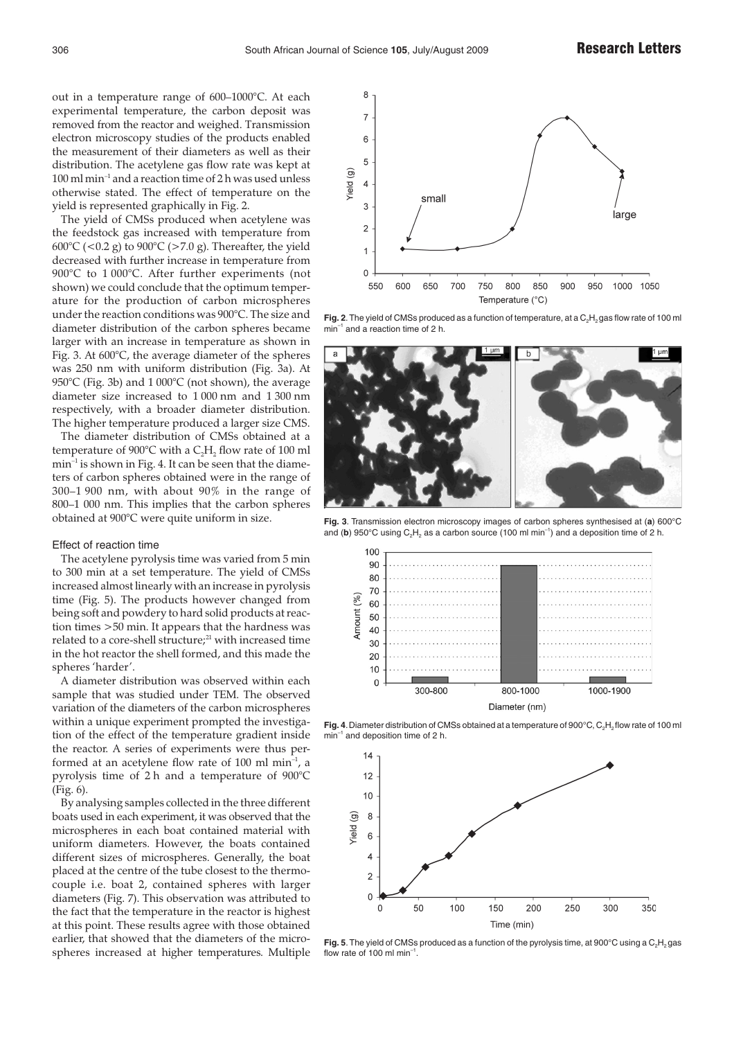out in a temperature range of 600–1000°C. At each experimental temperature, the carbon deposit was removed from the reactor and weighed. Transmission electron microscopy studies of the products enabled the measurement of their diameters as well as their distribution. The acetylene gas flow rate was kept at 100 ml $min^{-1}$ and a reaction time of 2 h was used unless otherwise stated. The effect of temperature on the yield is represented graphically in Fig. 2.

The yield of CMSs produced when acetylene was the feedstock gas increased with temperature from 600°C (<0.2 g) to 900°C (>7.0 g). Thereafter, the yield decreased with further increase in temperature from 900°C to 1 000°C. After further experiments (not shown) we could conclude that the optimum temperature for the production of carbon microspheres under the reaction conditions was 900°C. The size and diameter distribution of the carbon spheres became larger with an increase in temperature as shown in Fig. 3. At 600°C, the average diameter of the spheres was 250 nm with uniform distribution (Fig. 3a). At 950°C (Fig. 3b) and 1 000°C (not shown), the average diameter size increased to 1 000 nm and 1 300 nm respectively, with a broader diameter distribution. The higher temperature produced a larger size CMS.

The diameter distribution of CMSs obtained at a temperature of 900°C with a $C_2H_2$ flow rate of 100 ml $min^{-1}$ is shown in Fig. 4. It can be seen that the diameters of carbon spheres obtained were in the range of 300–1 900 nm, with about 90% in the range of 800–1 000 nm. This implies that the carbon spheres obtained at 900°C were quite uniform in size.

### Effect of reaction time

The acetylene pyrolysis time was varied from 5 min to 300 min at a set temperature. The yield of CMSs increased almost linearly with an increase in pyrolysis time (Fig. 5). The products however changed from being soft and powdery to hard solid products at reaction times >50 min. It appears that the hardness was related to a core-shell structure;[21] with increased time in the hot reactor the shell formed, and this made the spheres 'harder'.

A diameter distribution was observed within each sample that was studied under TEM. The observed variation of the diameters of the carbon microspheres within a unique experiment prompted the investigation of the effect of the temperature gradient inside the reactor. A series of experiments were thus performed at an acetylene flow rate of 100 ml $min^{-1}$, a pyrolysis time of 2 h and a temperature of 900°C (Fig. 6).

By analysing samples collected in the three different boats used in each experiment, it was observed that the microspheres in each boat contained material with uniform diameters. However, the boats contained different sizes of microspheres. Generally, the boat placed at the centre of the tube closest to the thermocouple i.e. boat 2, contained spheres with larger diameters (Fig. 7). This observation was attributed to the fact that the temperature in the reactor is highest at this point. These results agree with those obtained earlier, that showed that the diameters of the microspheres increased at higher temperatures. Multiple

**Fig. 2**. The yield of CMSs produced as a function of temperature, at a $C_2H_2$ gas flow rate of 100 ml $min^{-1}$ and a reaction time of 2 h.

**Fig. 3**. Transmission electron microscopy images of carbon spheres synthesised at (**a**) 600°C and (**b**) 950°C using $C_2H_2$ as a carbon source (100 ml $min^{-1}$) and a deposition time of 2 h.

**Fig. 4**. Diameter distribution of CMSs obtained at a temperature of 900°C, $C_2H_2$ flow rate of 100 ml $min^{-1}$ and deposition time of 2 h.

**Fig. 5**. The yield of CMSs produced as a function of the pyrolysis time, at 900°C using a $C_2H_2$ gas flow rate of 100 ml $min^{-1}$.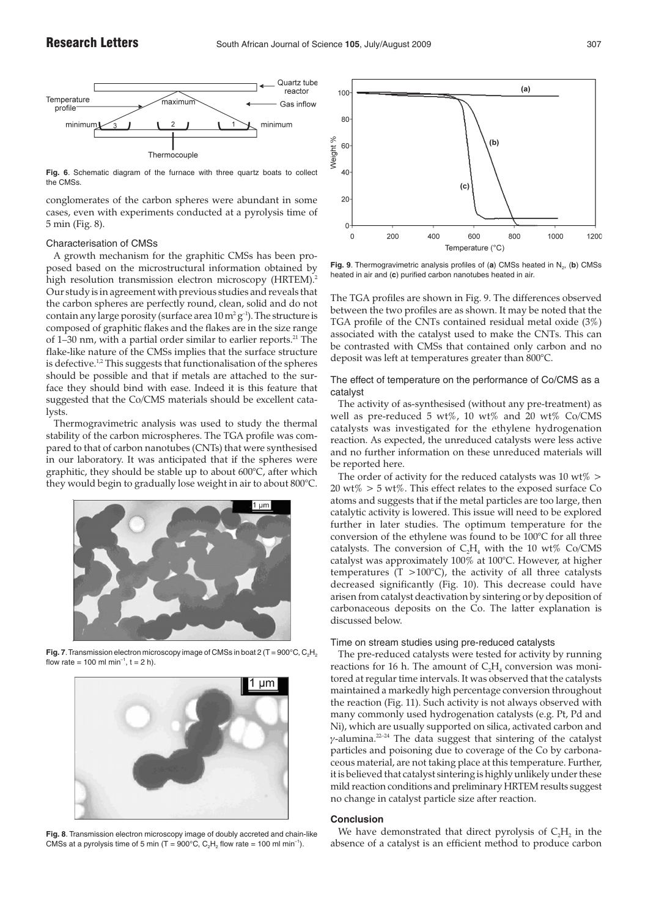Fig. 6. Schematic diagram of the furnace with three quartz boats to collect the CMSs.

conglomerates of the carbon spheres were abundant in some cases, even with experiments conducted at a pyrolysis time of 5 min (Fig. 8).

### Characterisation of CMSs

A growth mechanism for the graphitic CMSs has been proposed based on the microstructural information obtained by high resolution transmission electron microscopy (HRTEM).[2] Our study is in agreement with previous studies and reveals that the carbon spheres are perfectly round, clean, solid and do not contain any large porosity (surface area 10 $m^2 g^{-1}$). The structure is composed of graphitic flakes and the flakes are in the size range of 1–30 nm, with a partial order similar to earlier reports.[21] The flake-like nature of the CMSs implies that the surface structure is defective.[1,2] This suggests that functionalisation of the spheres should be possible and that if metals are attached to the surface they should bind with ease. Indeed it is this feature that suggested that the Co/CMS materials should be excellent catalysts.

Thermogravimetric analysis was used to study the thermal stability of the carbon microspheres. The TGA profile was compared to that of carbon nanotubes (CNTs) that were synthesised in our laboratory. It was anticipated that if the spheres were graphitic, they should be stable up to about 600°C, after which they would begin to gradually lose weight in air to about 800°C.

Fig. 7. Transmission electron microscopy image of CMSs in boat 2 (T = 900°C, $C_2H_2$ flow rate = 100 ml $min^{-1}$, t = 2 h).

Fig. 8. Transmission electron microscopy image of doubly accreted and chain-like CMSs at a pyrolysis time of 5 min (T = 900°C, $C_2H_2$ flow rate = 100 ml $min^{-1}$).

Fig. 9. Thermogravimetric analysis profiles of (**a**) CMSs heated in $N_2$, (**b**) CMSs heated in air and (**c**) purified carbon nanotubes heated in air.

The TGA profiles are shown in Fig. 9. The differences observed between the two profiles are as shown. It may be noted that the TGA profile of the CNTs contained residual metal oxide (3%) associated with the catalyst used to make the CNTs. This can be contrasted with CMSs that contained only carbon and no deposit was left at temperatures greater than 800°C.

### The effect of temperature on the performance of Co/CMS as a catalyst

The activity of as-synthesised (without any pre-treatment) as well as pre-reduced 5 wt%, 10 wt% and 20 wt% Co/CMS catalysts was investigated for the ethylene hydrogenation reaction. As expected, the unreduced catalysts were less active and no further information on these unreduced materials will be reported here.

The order of activity for the reduced catalysts was 10 wt% > 20 wt% > 5 wt%. This effect relates to the exposed surface Co atoms and suggests that if the metal particles are too large, then catalytic activity is lowered. This issue will need to be explored further in later studies. The optimum temperature for the conversion of the ethylene was found to be 100°C for all three catalysts. The conversion of $C_2H_4$ with the 10 wt% Co/CMS catalyst was approximately 100% at 100°C. However, at higher temperatures (T >100°C), the activity of all three catalysts decreased significantly (Fig. 10). This decrease could have arisen from catalyst deactivation by sintering or by deposition of carbonaceous deposits on the Co. The latter explanation is discussed below.

### Time on stream studies using pre-reduced catalysts

The pre-reduced catalysts were tested for activity by running reactions for 16 h. The amount of $C_2H_4$ conversion was monitored at regular time intervals. It was observed that the catalysts maintained a markedly high percentage conversion throughout the reaction (Fig. 11). Such activity is not always observed with many commonly used hydrogenation catalysts (e.g. Pt, Pd and Ni), which are usually supported on silica, activated carbon and $\gamma$-alumina.[22–24] The data suggest that sintering of the catalyst particles and poisoning due to coverage of the Co by carbonaceous material, are not taking place at this temperature. Further, it is believed that catalyst sintering is highly unlikely under these mild reaction conditions and preliminary HRTEM results suggest no change in catalyst particle size after reaction.

## Conclusion

We have demonstrated that direct pyrolysis of $C_2H_2$ in the absence of a catalyst is an efficient method to produce carbon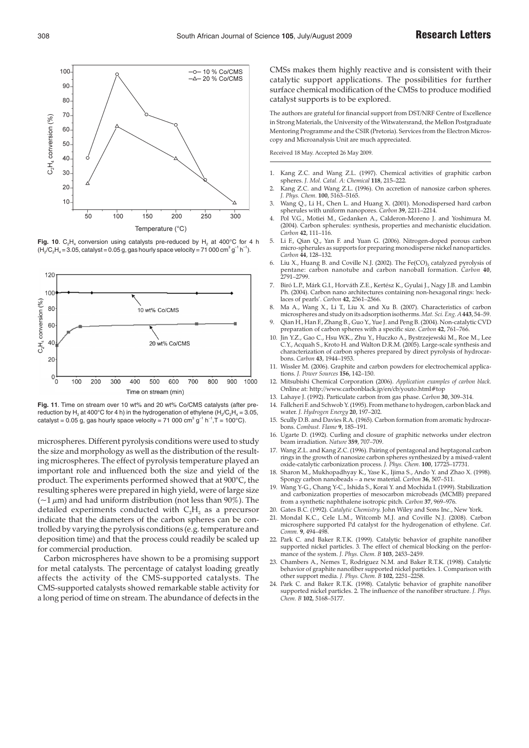100
90
80
70
60
50
40
30
20
10

50 100 150 200 250 300

Temperature (°C)

$C_2H_4$ conversion (%)

—○— 10 % Co/CMS
—△— 20 % Co/CMS

**Fig. 10**. $C_2H_4$ conversion using catalysts pre-reduced by $H_2$ at 400°C for 4 h ($H_2/C_2H_4$ = 3.05, catalyst = 0.05 g, gas hourly space velocity = 71 000 $cm^3$ $g^{-1}$ $h^{-1}$).

120
100
80
60
40
20
0

0 100 200 300 400 500 600 700 800 900 1000

Time on stream (min)

$C_2H_4$ conversion (%)

10 wt% Co/CMS

20 wt% Co/CMS

**Fig. 11**. Time on stream over 10 wt% and 20 wt% Co/CMS catalysts (after pre-reduction by $H_2$ at 400°C for 4 h) in the hydrogenation of ethylene ($H_2/C_2H_4$ = 3.05, catalyst = 0.05 g, gas hourly space velocity = 71 000 $cm^3$ $g^{-1}$ $h^{-1}$, T = 100°C).

microspheres. Different pyrolysis conditions were used to study the size and morphology as well as the distribution of the resulting microspheres. The effect of pyrolysis temperature played an important role and influenced both the size and yield of the product. The experiments performed showed that at 900°C, the resulting spheres were prepared in high yield, were of large size (~1 $\mu$m) and had uniform distribution (not less than 90%). The detailed experiments conducted with $C_2H_2$ as a precursor indicate that the diameters of the carbon spheres can be controlled by varying the pyrolysis conditions (e.g. temperature and deposition time) and that the process could readily be scaled up for commercial production.

Carbon microspheres have shown to be a promising support for metal catalysts. The percentage of catalyst loading greatly affects the activity of the CMS-supported catalysts. The CMS-supported catalysts showed remarkable stable activity for a long period of time on stream. The abundance of defects in the CMSs makes them highly reactive and is consistent with their catalytic support applications. The possibilities for further surface chemical modification of the CMSs to produce modified catalyst supports is to be explored.

The authors are grateful for financial support from DST/NRF Centre of Excellence in Strong Materials, the University of the Witwatersrand, the Mellon Postgraduate Mentoring Programme and the CSIR (Pretoria). Services from the Electron Microscopy and Microanalysis Unit are much appreciated.

Received 18 May. Accepted 26 May 2009.

1. Kang Z.C. and Wang Z.L. (1997). Chemical activities of graphitic carbon spheres. *J. Mol. Catal. A: Chemical* **118**, 215–222.
2. Kang Z.C. and Wang Z.L. (1996). On accretion of nanosize carbon spheres. *J. Phys. Chem.* **100**, 5163–5165.
3. Wang Q., Li H., Chen L. and Huang X. (2001). Monodispersed hard carbon spherules with uniform nanopores. *Carbon* **39**, 2211–2214.
4. Pol V.G., Motiei M., Gedanken A., Calderon-Moreno J. and Yoshimura M. (2004). Carbon spherules: synthesis, properties and mechanistic elucidation. *Carbon* **42**, 111–116.
5. Li F., Qian Q., Yan F. and Yuan G. (2006). Nitrogen-doped porous carbon micro-spherules as supports for preparing monodisperse nickel nanoparticles. *Carbon* **44**, 128–132.
6. Liu X., Huang B. and Coville N.J. (2002). The $Fe(CO)_5$ catalyzed pyrolysis of pentane: carbon nanotube and carbon nanoball formation. *Carbon* **40**, 2791–2799.
7. Biró L.P., Márk G.I., Horváth Z.E., Kertész K., Gyulai J., Nagy J.B. and Lambin Ph. (2004). Carbon nano architectures containing non-hexagonal rings: 'necklaces of pearls'. *Carbon* **42**, 2561–2566.
8. Ma A., Wang X., Li T., Liu X. and Xu B. (2007). Characteristics of carbon microspheres and study on its adsorption isotherms. *Mat. Sci. Eng. A* **443**, 54–59.
9. Qian H., Han F., Zhang B., Guo Y., Yue J. and Peng B. (2004). Non-catalytic CVD preparation of carbon spheres with a specific size. *Carbon* **42**, 761–766.
10. Jin Y.Z., Gao C., Hsu W.K., Zhu Y., Huczko A., Bystrzejewski M., Roe M., Lee C.Y., Acquah S., Kroto H. and Walton D.R.M. (2005). Large-scale synthesis and characterization of carbon spheres prepared by direct pyrolysis of hydrocarbons. *Carbon* **43**, 1944–1953.
11. Wissler M. (2006). Graphite and carbon powders for electrochemical applications. *J. Power Sources* **156**, 142–150.
12. Mitsubishi Chemical Corporation (2006). *Application examples of carbon black.* Online at: http://www.carbonblack.jp/en/cb/youto.html#top
13. Lahaye J. (1992). Particulate carbon from gas phase. *Carbon* **30**, 309–314.
14. Fallcheri F. and Schwob Y. (1995). From methane to hydrogen, carbon black and water. *J. Hydrogen Energy* **20**, 197–202.
15. Scully D.B. and Davies R.A. (1965). Carbon formation from aromatic hydrocarbons. *Combust. Flame* **9**, 185–191.
16. Ugarte D. (1992). Curling and closure of graphitic networks under electron beam irradiation. *Nature* **359**, 707–709.
17. Wang Z.L. and Kang Z.C. (1996). Pairing of pentagonal and heptagonal carbon rings in the growth of nanosize carbon spheres synthesized by a mixed-valent oxide-catalytic carbonization process. *J. Phys. Chem.* **100**, 17725–17731.
18. Sharon M., Mukhopadhyay K., Yase K., Ijima S., Ando Y. and Zhao X. (1998). Spongy carbon nanobeads – a new material. *Carbon* **36**, 507–511.
19. Wang Y-G., Chang Y-C., Ishida S., Korai Y. and Mochida I. (1999). Stabilization and carbonization properties of mesocarbon microbeads (MCMB) prepared from a synthetic naphthalene isotropic pitch. *Carbon* **37**, 969–976.
20. Gates B.C. (1992). *Catalytic Chemistry.* John Wiley and Sons Inc., New York.
21. Mondal K.C., Cele L.M., Witcomb M.J. and Coville N.J. (2008). Carbon microsphere supported Pd catalyst for the hydrogenation of ethylene. *Cat. Comm.* **9**, 494–498.
22. Park C. and Baker R.T.K. (1999). Catalytic behavior of graphite nanofiber supported nickel particles. 3. The effect of chemical blocking on the performance of the system. *J. Phys. Chem. B* **103**, 2453–2459.
23. Chambers A., Nemes T., Rodriguez N.M. and Baker R.T.K. (1998). Catalytic behavior of graphite nanofiber supported nickel particles. 1. Comparison with other support media. *J. Phys. Chem. B* **102**, 2251–2258.
24. Park C. and Baker R.T.K. (1998). Catalytic behavior of graphite nanofiber supported nickel particles. 2. The influence of the nanofiber structure. *J. Phys. Chem. B* **102**, 5168–5177.